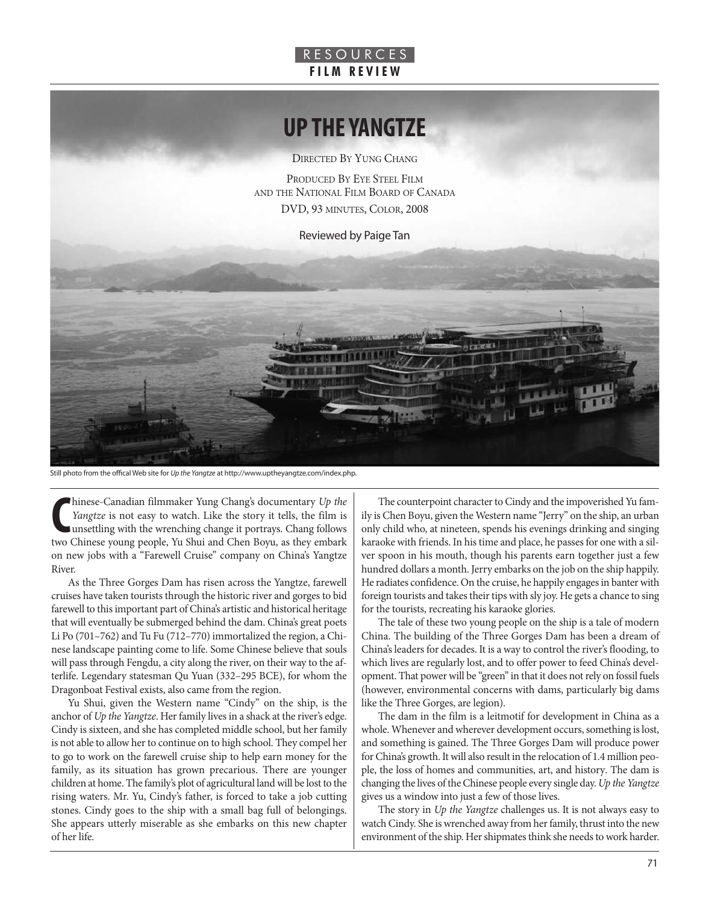RESOURCES

**FILM REVIEW**

# UP THE YANGTZE

DIRECTED BY YUNG CHANG

PRODUCED BY EYE STEEL FILM AND THE NATIONAL FILM BOARD OF CANADA

DVD, 93 MINUTES, COLOR, 2008

Reviewed by Paige Tan

Still photo from the offical Web site for *Up the Yangtze* at http://www.uptheyangtze.com/index.php.

Chinese-Canadian filmmaker Yung Chang's documentary *Up the Yangtze* is not easy to watch. Like the story it tells, the film is unsettling with the wrenching change it portrays. Chang follows two Chinese young people, Yu Shui and Chen Boyu, as they embark on new jobs with a "Farewell Cruise" company on China's Yangtze River.

As the Three Gorges Dam has risen across the Yangtze, farewell cruises have taken tourists through the historic river and gorges to bid farewell to this important part of China's artistic and historical heritage that will eventually be submerged behind the dam. China's great poets Li Po (701–762) and Tu Fu (712–770) immortalized the region, a Chinese landscape painting come to life. Some Chinese believe that souls will pass through Fengdu, a city along the river, on their way to the afterlife. Legendary statesman Qu Yuan (332–295 BCE), for whom the Dragonboat Festival exists, also came from the region.

Yu Shui, given the Western name "Cindy" on the ship, is the anchor of *Up the Yangtze*. Her family lives in a shack at the river's edge. Cindy is sixteen, and she has completed middle school, but her family is not able to allow her to continue on to high school. They compel her to go to work on the farewell cruise ship to help earn money for the family, as its situation has grown precarious. There are younger children at home. The family's plot of agricultural land will be lost to the rising waters. Mr. Yu, Cindy's father, is forced to take a job cutting stones. Cindy goes to the ship with a small bag full of belongings. She appears utterly miserable as she embarks on this new chapter of her life.

The counterpoint character to Cindy and the impoverished Yu family is Chen Boyu, given the Western name "Jerry" on the ship, an urban only child who, at nineteen, spends his evenings drinking and singing karaoke with friends. In his time and place, he passes for one with a silver spoon in his mouth, though his parents earn together just a few hundred dollars a month. Jerry embarks on the job on the ship happily. He radiates confidence. On the cruise, he happily engages in banter with foreign tourists and takes their tips with sly joy. He gets a chance to sing for the tourists, recreating his karaoke glories.

The tale of these two young people on the ship is a tale of modern China. The building of the Three Gorges Dam has been a dream of China's leaders for decades. It is a way to control the river's flooding, to which lives are regularly lost, and to offer power to feed China's development. That power will be "green" in that it does not rely on fossil fuels (however, environmental concerns with dams, particularly big dams like the Three Gorges, are legion).

The dam in the film is a leitmotif for development in China as a whole. Whenever and wherever development occurs, something is lost, and something is gained. The Three Gorges Dam will produce power for China's growth. It will also result in the relocation of 1.4 million people, the loss of homes and communities, art, and history. The dam is changing the lives of the Chinese people every single day. *Up the Yangtze* gives us a window into just a few of those lives.

The story in *Up the Yangtze* challenges us. It is not always easy to watch Cindy. She is wrenched away from her family, thrust into the new environment of the ship. Her shipmates think she needs to work harder.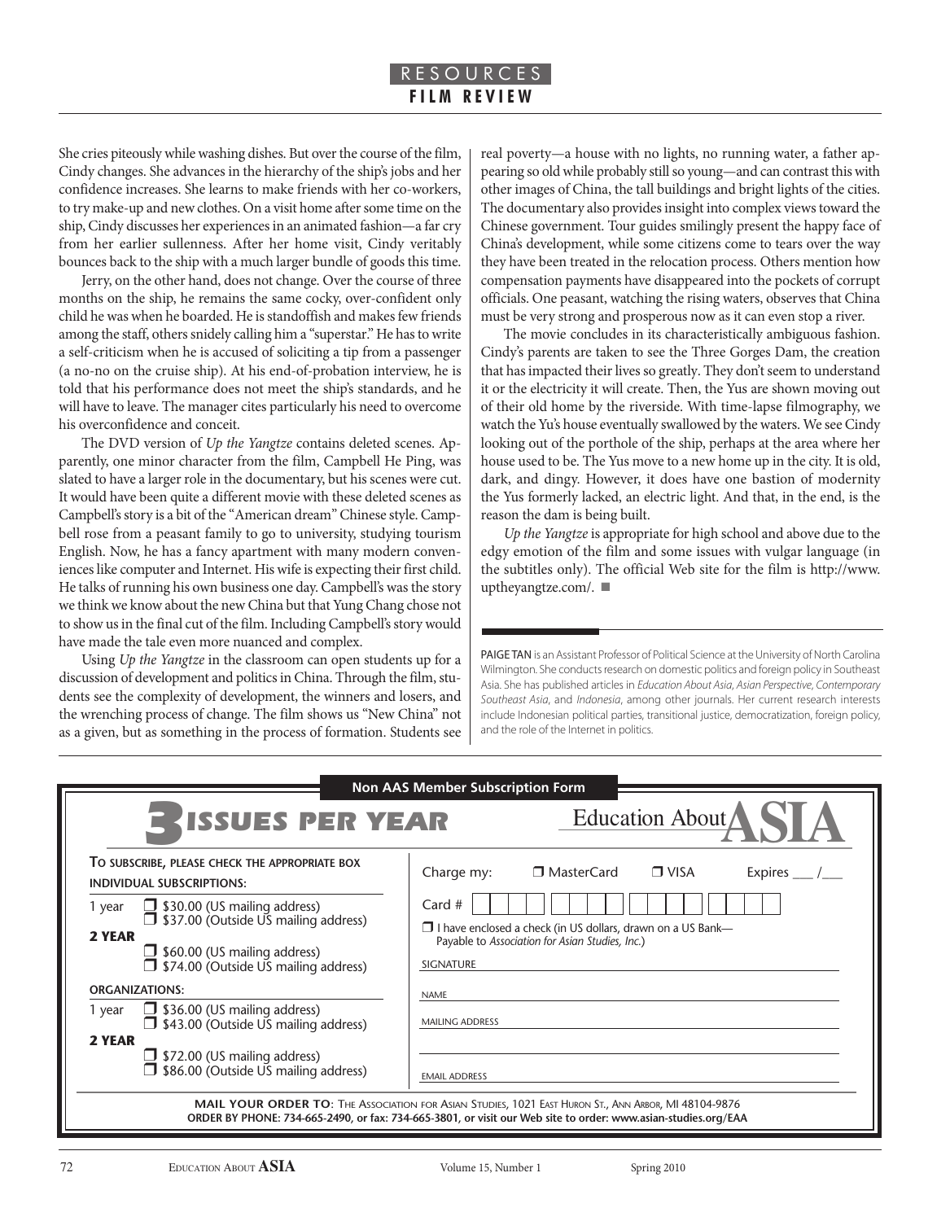She cries piteously while washing dishes. But over the course of the film, Cindy changes. She advances in the hierarchy of the ship's jobs and her confidence increases. She learns to make friends with her co-workers, to try make-up and new clothes. On a visit home after some time on the ship, Cindy discusses her experiences in an animated fashion—a far cry from her earlier sullenness. After her home visit, Cindy veritably bounces back to the ship with a much larger bundle of goods this time.

Jerry, on the other hand, does not change. Over the course of three months on the ship, he remains the same cocky, over-confident only child he was when he boarded. He is standoffish and makes few friends among the staff, others snidely calling him a "superstar." He has to write a self-criticism when he is accused of soliciting a tip from a passenger (a no-no on the cruise ship). At his end-of-probation interview, he is told that his performance does not meet the ship's standards, and he will have to leave. The manager cites particularly his need to overcome his overconfidence and conceit.

The DVD version of *Up the Yangtze* contains deleted scenes. Apparently, one minor character from the film, Campbell He Ping, was slated to have a larger role in the documentary, but his scenes were cut. It would have been quite a different movie with these deleted scenes as Campbell's story is a bit of the "American dream" Chinese style. Campbell rose from a peasant family to go to university, studying tourism English. Now, he has a fancy apartment with many modern conveniences like computer and Internet. His wife is expecting their first child. He talks of running his own business one day. Campbell's was the story we think we know about the new China but that Yung Chang chose not to show us in the final cut of the film. Including Campbell's story would have made the tale even more nuanced and complex.

Using *Up the Yangtze* in the classroom can open students up for a discussion of development and politics in China. Through the film, students see the complexity of development, the winners and losers, and the wrenching process of change. The film shows us "New China" not as a given, but as something in the process of formation. Students see real poverty—a house with no lights, no running water, a father appearing so old while probably still so young—and can contrast this with other images of China, the tall buildings and bright lights of the cities. The documentary also provides insight into complex views toward the Chinese government. Tour guides smilingly present the happy face of China's development, while some citizens come to tears over the way they have been treated in the relocation process. Others mention how compensation payments have disappeared into the pockets of corrupt officials. One peasant, watching the rising waters, observes that China must be very strong and prosperous now as it can even stop a river.

The movie concludes in its characteristically ambiguous fashion. Cindy's parents are taken to see the Three Gorges Dam, the creation that has impacted their lives so greatly. They don't seem to understand it or the electricity it will create. Then, the Yus are shown moving out of their old home by the riverside. With time-lapse filmography, we watch the Yu's house eventually swallowed by the waters. We see Cindy looking out of the porthole of the ship, perhaps at the area where her house used to be. The Yus move to a new home up in the city. It is old, dark, and dingy. However, it does have one bastion of modernity the Yus formerly lacked, an electric light. And that, in the end, is the reason the dam is being built.

*Up the Yangtze* is appropriate for high school and above due to the edgy emotion of the film and some issues with vulgar language (in the subtitles only). The official Web site for the film is http://www.uptheyangtze.com/. ■

PAIGE TAN is an Assistant Professor of Political Science at the University of North Carolina Wilmington. She conducts research on domestic politics and foreign policy in Southeast Asia. She has published articles in *Education About Asia*, *Asian Perspective*, *Contemporary Southeast Asia*, and *Indonesia*, among other journals. Her current research interests include Indonesian political parties, transitional justice, democratization, foreign policy, and the role of the Internet in politics.

---

**Non AAS Member Subscription Form**

**3 ISSUES PER YEAR** — Education About ASIA

**TO SUBSCRIBE, PLEASE CHECK THE APPROPRIATE BOX**

**INDIVIDUAL SUBSCRIPTIONS:**

1 year
- ❒ $30.00 (US mailing address)
- ❒ $37.00 (Outside US mailing address)

**2 YEAR**
- ❒ $60.00 (US mailing address)
- ❒ $74.00 (Outside US mailing address)

**ORGANIZATIONS:**

1 year
- ❒ $36.00 (US mailing address)
- ❒ $43.00 (Outside US mailing address)

**2 YEAR**
- ❒ $72.00 (US mailing address)
- ❒ $86.00 (Outside US mailing address)

Charge my: ❒ MasterCard ❒ VISA Expires ___ /___

Card # ____________________

❒ I have enclosed a check (in US dollars, drawn on a US Bank—Payable to *Association for Asian Studies, Inc.*)

SIGNATURE ____________________

NAME ____________________

MAILING ADDRESS ____________________

EMAIL ADDRESS ____________________

**MAIL YOUR ORDER TO**: THE ASSOCIATION FOR ASIAN STUDIES, 1021 EAST HURON ST., ANN ARBOR, MI 48104-9876

**ORDER BY PHONE: 734-665-2490, or fax: 734-665-3801, or visit our Web site to order: www.asian-studies.org/EAA**